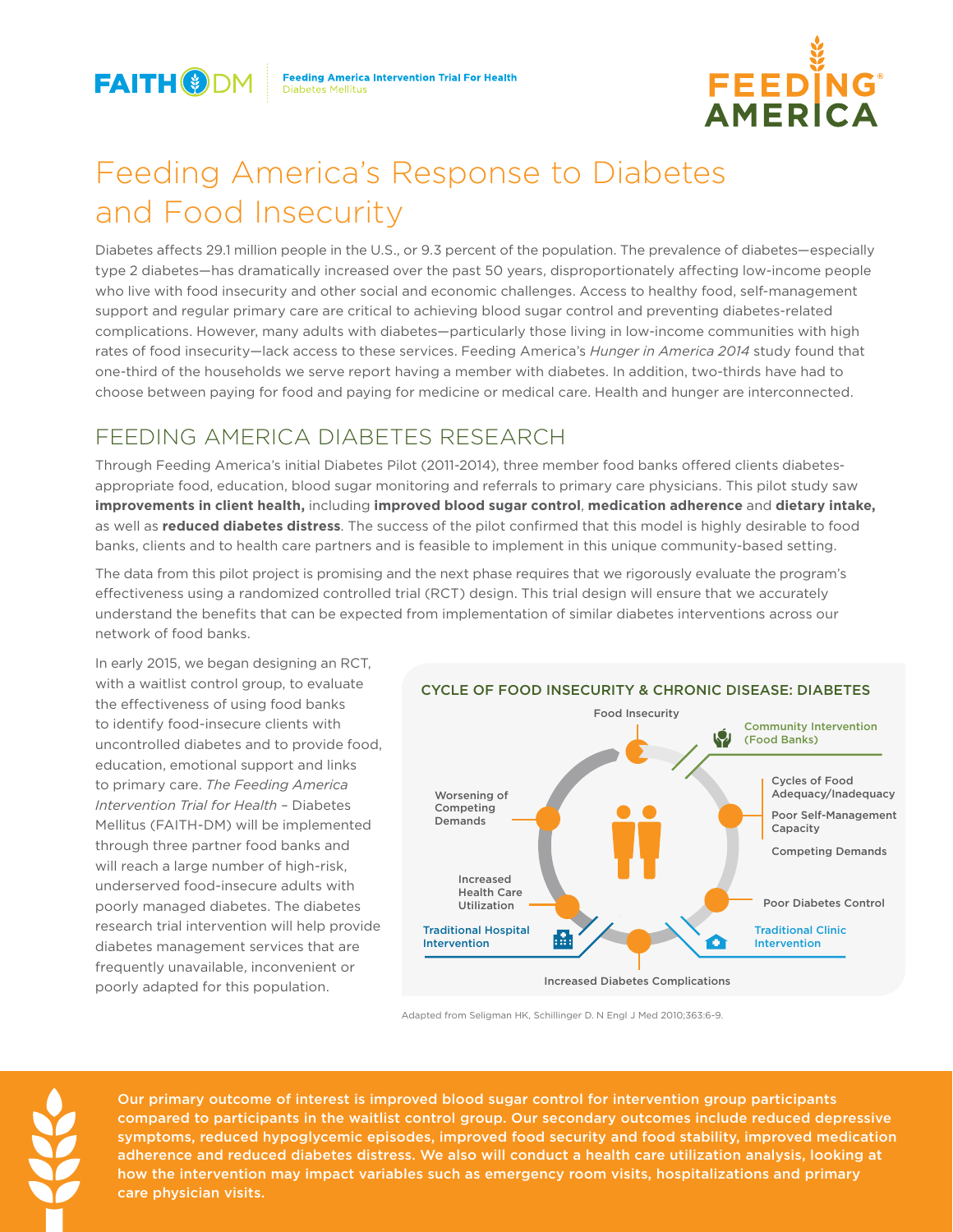FAITH DM — Feeding America Intervention Trial For Health Diabetes Mellitus

FEEDING AMERICA

# Feeding America's Response to Diabetes and Food Insecurity

Diabetes affects 29.1 million people in the U.S., or 9.3 percent of the population. The prevalence of diabetes—especially type 2 diabetes—has dramatically increased over the past 50 years, disproportionately affecting low-income people who live with food insecurity and other social and economic challenges. Access to healthy food, self-management support and regular primary care are critical to achieving blood sugar control and preventing diabetes-related complications. However, many adults with diabetes—particularly those living in low-income communities with high rates of food insecurity—lack access to these services. Feeding America's *Hunger in America 2014* study found that one-third of the households we serve report having a member with diabetes. In addition, two-thirds have had to choose between paying for food and paying for medicine or medical care. Health and hunger are interconnected.

## FEEDING AMERICA DIABETES RESEARCH

Through Feeding America's initial Diabetes Pilot (2011-2014), three member food banks offered clients diabetes-appropriate food, education, blood sugar monitoring and referrals to primary care physicians. This pilot study saw **improvements in client health,** including **improved blood sugar control**, **medication adherence** and **dietary intake,** as well as **reduced diabetes distress**. The success of the pilot confirmed that this model is highly desirable to food banks, clients and to health care partners and is feasible to implement in this unique community-based setting.

The data from this pilot project is promising and the next phase requires that we rigorously evaluate the program's effectiveness using a randomized controlled trial (RCT) design. This trial design will ensure that we accurately understand the benefits that can be expected from implementation of similar diabetes interventions across our network of food banks.

In early 2015, we began designing an RCT, with a waitlist control group, to evaluate the effectiveness of using food banks to identify food-insecure clients with uncontrolled diabetes and to provide food, education, emotional support and links to primary care. *The Feeding America Intervention Trial for Health* – Diabetes Mellitus (FAITH-DM) will be implemented through three partner food banks and will reach a large number of high-risk, underserved food-insecure adults with poorly managed diabetes. The diabetes research trial intervention will help provide diabetes management services that are frequently unavailable, inconvenient or poorly adapted for this population.

### CYCLE OF FOOD INSECURITY & CHRONIC DISEASE: DIABETES

- Food Insecurity
- Community Intervention (Food Banks)
- Cycles of Food Adequacy/Inadequacy
- Poor Self-Management Capacity
- Competing Demands
- Poor Diabetes Control
- Traditional Clinic Intervention
- Increased Diabetes Complications
- Traditional Hospital Intervention
- Increased Health Care Utilization
- Worsening of Competing Demands

Adapted from Seligman HK, Schillinger D. N Engl J Med 2010;363:6-9.

**Our primary outcome of interest is improved blood sugar control for intervention group participants compared to participants in the waitlist control group. Our secondary outcomes include reduced depressive symptoms, reduced hypoglycemic episodes, improved food security and food stability, improved medication adherence and reduced diabetes distress. We also will conduct a health care utilization analysis, looking at how the intervention may impact variables such as emergency room visits, hospitalizations and primary care physician visits.**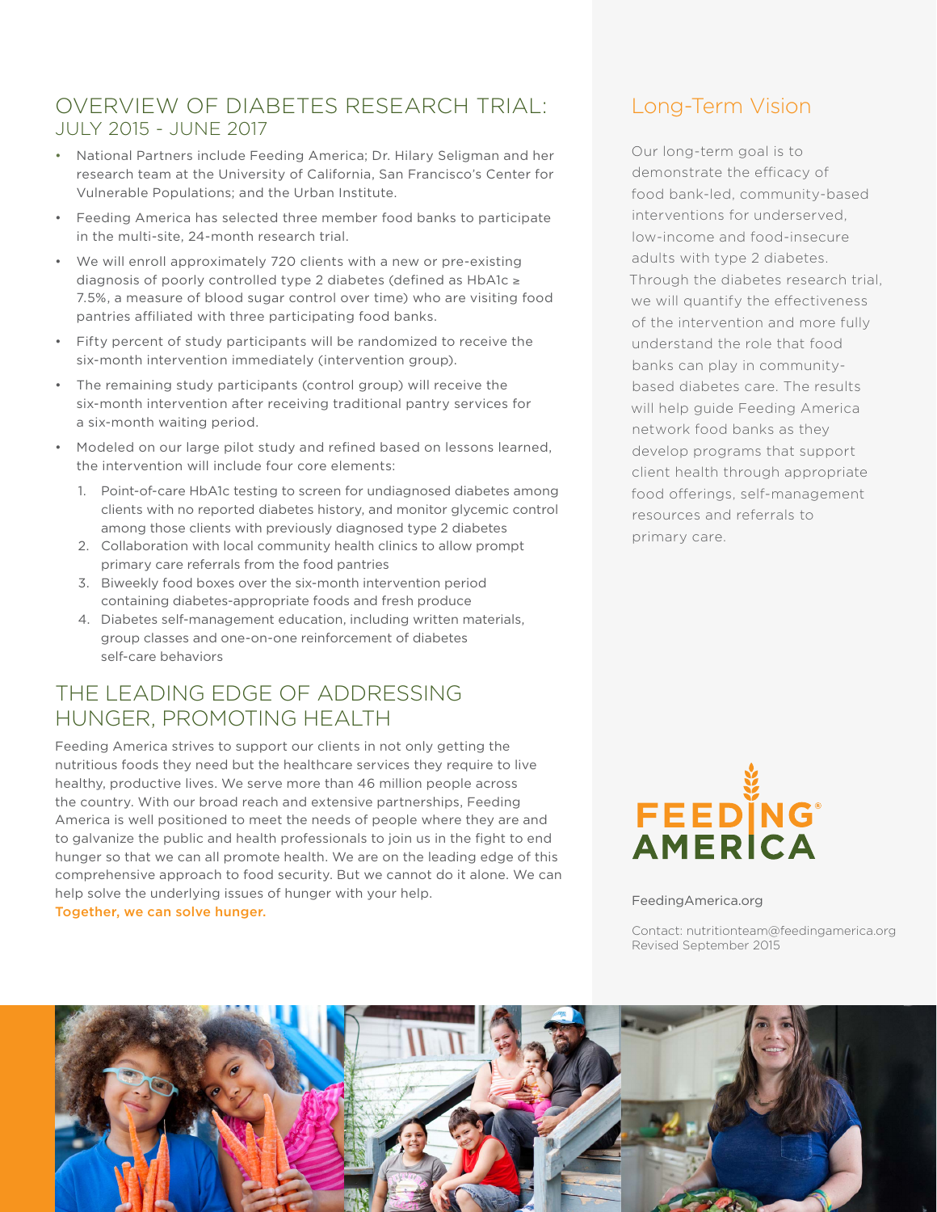## OVERVIEW OF DIABETES RESEARCH TRIAL: JULY 2015 - JUNE 2017

- National Partners include Feeding America; Dr. Hilary Seligman and her research team at the University of California, San Francisco's Center for Vulnerable Populations; and the Urban Institute.
- Feeding America has selected three member food banks to participate in the multi-site, 24-month research trial.
- We will enroll approximately 720 clients with a new or pre-existing diagnosis of poorly controlled type 2 diabetes (defined as HbA1c ≥ 7.5%, a measure of blood sugar control over time) who are visiting food pantries affiliated with three participating food banks.
- Fifty percent of study participants will be randomized to receive the six-month intervention immediately (intervention group).
- The remaining study participants (control group) will receive the six-month intervention after receiving traditional pantry services for a six-month waiting period.
- Modeled on our large pilot study and refined based on lessons learned, the intervention will include four core elements:
  1. Point-of-care HbA1c testing to screen for undiagnosed diabetes among clients with no reported diabetes history, and monitor glycemic control among those clients with previously diagnosed type 2 diabetes
  2. Collaboration with local community health clinics to allow prompt primary care referrals from the food pantries
  3. Biweekly food boxes over the six-month intervention period containing diabetes-appropriate foods and fresh produce
  4. Diabetes self-management education, including written materials, group classes and one-on-one reinforcement of diabetes self-care behaviors

## THE LEADING EDGE OF ADDRESSING HUNGER, PROMOTING HEALTH

Feeding America strives to support our clients in not only getting the nutritious foods they need but the healthcare services they require to live healthy, productive lives. We serve more than 46 million people across the country. With our broad reach and extensive partnerships, Feeding America is well positioned to meet the needs of people where they are and to galvanize the public and health professionals to join us in the fight to end hunger so that we can all promote health. We are on the leading edge of this comprehensive approach to food security. But we cannot do it alone. We can help solve the underlying issues of hunger with your help.

**Together, we can solve hunger.**

## Long-Term Vision

Our long-term goal is to demonstrate the efficacy of food bank-led, community-based interventions for underserved, low-income and food-insecure adults with type 2 diabetes. Through the diabetes research trial, we will quantify the effectiveness of the intervention and more fully understand the role that food banks can play in community-based diabetes care. The results will help guide Feeding America network food banks as they develop programs that support client health through appropriate food offerings, self-management resources and referrals to primary care.

FEEDING AMERICA®

FeedingAmerica.org

Contact: nutritionteam@feedingamerica.org

Revised September 2015